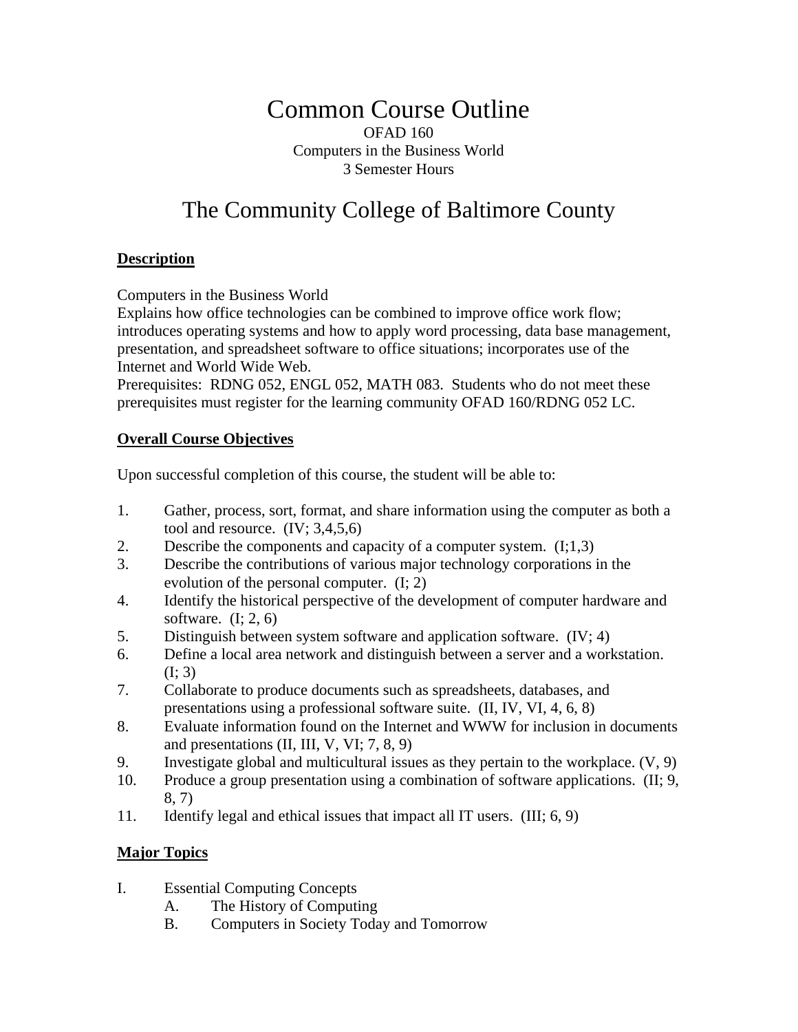# Common Course Outline

OFAD 160
Computers in the Business World
3 Semester Hours

# The Community College of Baltimore County

## Description

Computers in the Business World
Explains how office technologies can be combined to improve office work flow; introduces operating systems and how to apply word processing, data base management, presentation, and spreadsheet software to office situations; incorporates use of the Internet and World Wide Web.
Prerequisites: RDNG 052, ENGL 052, MATH 083. Students who do not meet these prerequisites must register for the learning community OFAD 160/RDNG 052 LC.

## Overall Course Objectives

Upon successful completion of this course, the student will be able to:

1. Gather, process, sort, format, and share information using the computer as both a tool and resource. (IV; 3,4,5,6)
2. Describe the components and capacity of a computer system. (I;1,3)
3. Describe the contributions of various major technology corporations in the evolution of the personal computer. (I; 2)
4. Identify the historical perspective of the development of computer hardware and software. (I; 2, 6)
5. Distinguish between system software and application software. (IV; 4)
6. Define a local area network and distinguish between a server and a workstation. (I; 3)
7. Collaborate to produce documents such as spreadsheets, databases, and presentations using a professional software suite. (II, IV, VI, 4, 6, 8)
8. Evaluate information found on the Internet and WWW for inclusion in documents and presentations (II, III, V, VI; 7, 8, 9)
9. Investigate global and multicultural issues as they pertain to the workplace. (V, 9)
10. Produce a group presentation using a combination of software applications. (II; 9, 8, 7)
11. Identify legal and ethical issues that impact all IT users. (III; 6, 9)

## Major Topics

I. Essential Computing Concepts
   A. The History of Computing
   B. Computers in Society Today and Tomorrow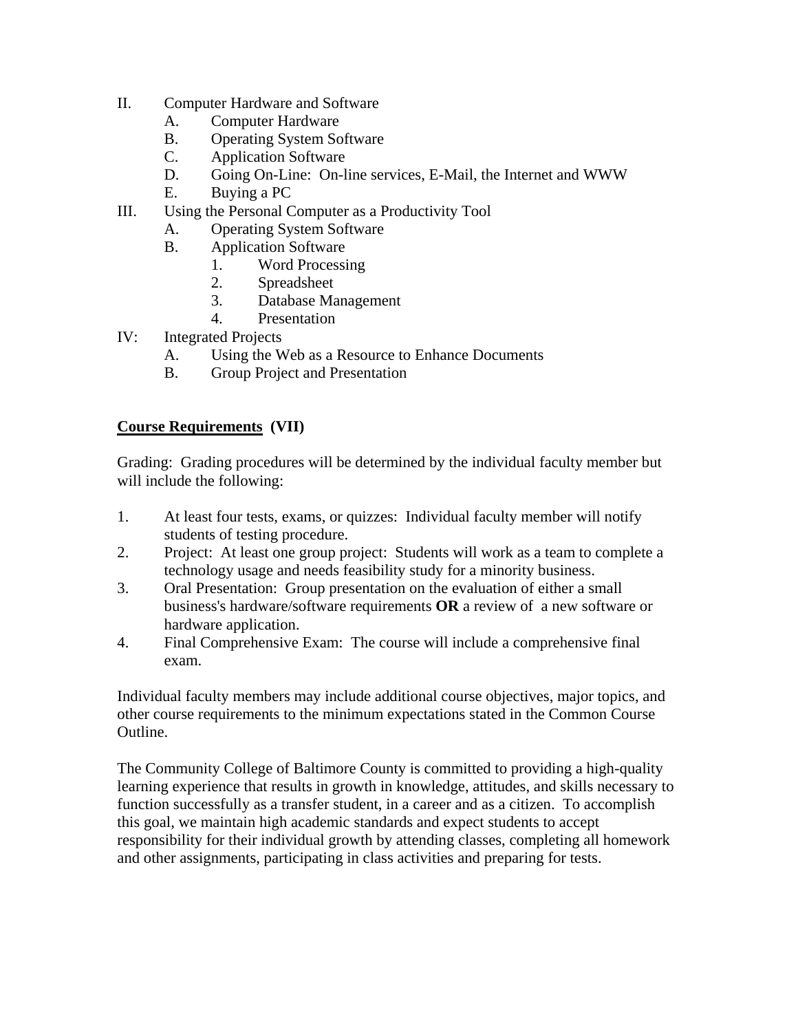II. Computer Hardware and Software
   - A. Computer Hardware
   - B. Operating System Software
   - C. Application Software
   - D. Going On-Line: On-line services, E-Mail, the Internet and WWW
   - E. Buying a PC

III. Using the Personal Computer as a Productivity Tool
   - A. Operating System Software
   - B. Application Software
      1. Word Processing
      2. Spreadsheet
      3. Database Management
      4. Presentation

IV: Integrated Projects
   - A. Using the Web as a Resource to Enhance Documents
   - B. Group Project and Presentation

**Course Requirements (VII)**

Grading: Grading procedures will be determined by the individual faculty member but will include the following:

1. At least four tests, exams, or quizzes: Individual faculty member will notify students of testing procedure.
2. Project: At least one group project: Students will work as a team to complete a technology usage and needs feasibility study for a minority business.
3. Oral Presentation: Group presentation on the evaluation of either a small business's hardware/software requirements **OR** a review of a new software or hardware application.
4. Final Comprehensive Exam: The course will include a comprehensive final exam.

Individual faculty members may include additional course objectives, major topics, and other course requirements to the minimum expectations stated in the Common Course Outline.

The Community College of Baltimore County is committed to providing a high-quality learning experience that results in growth in knowledge, attitudes, and skills necessary to function successfully as a transfer student, in a career and as a citizen. To accomplish this goal, we maintain high academic standards and expect students to accept responsibility for their individual growth by attending classes, completing all homework and other assignments, participating in class activities and preparing for tests.